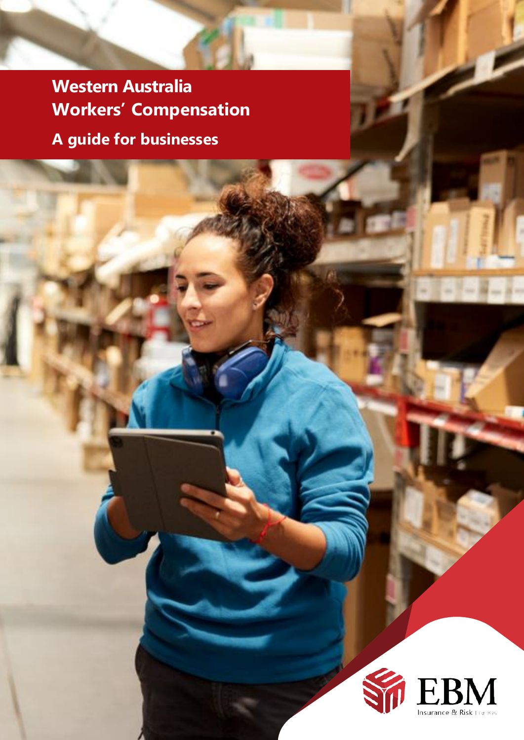# Western Australia Workers' Compensation

## A guide for businesses

EBM Insurance & Risk | Est 1925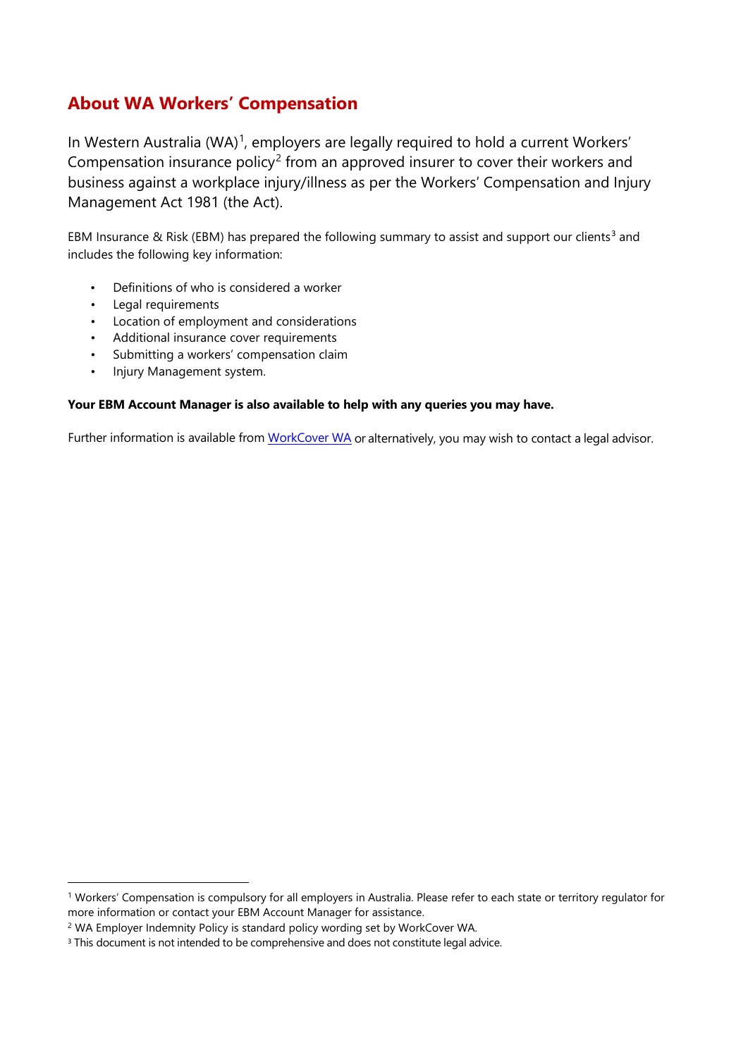## About WA Workers' Compensation

In Western Australia (WA)[1], employers are legally required to hold a current Workers' Compensation insurance policy[2] from an approved insurer to cover their workers and business against a workplace injury/illness as per the Workers' Compensation and Injury Management Act 1981 (the Act).

EBM Insurance & Risk (EBM) has prepared the following summary to assist and support our clients[3] and includes the following key information:

- Definitions of who is considered a worker
- Legal requirements
- Location of employment and considerations
- Additional insurance cover requirements
- Submitting a workers' compensation claim
- Injury Management system.

**Your EBM Account Manager is also available to help with any queries you may have.**

Further information is available from [WorkCover WA](WorkCover WA) or alternatively, you may wish to contact a legal advisor.

---

[1] Workers' Compensation is compulsory for all employers in Australia. Please refer to each state or territory regulator for more information or contact your EBM Account Manager for assistance.

[2] WA Employer Indemnity Policy is standard policy wording set by WorkCover WA.

[3] This document is not intended to be comprehensive and does not constitute legal advice.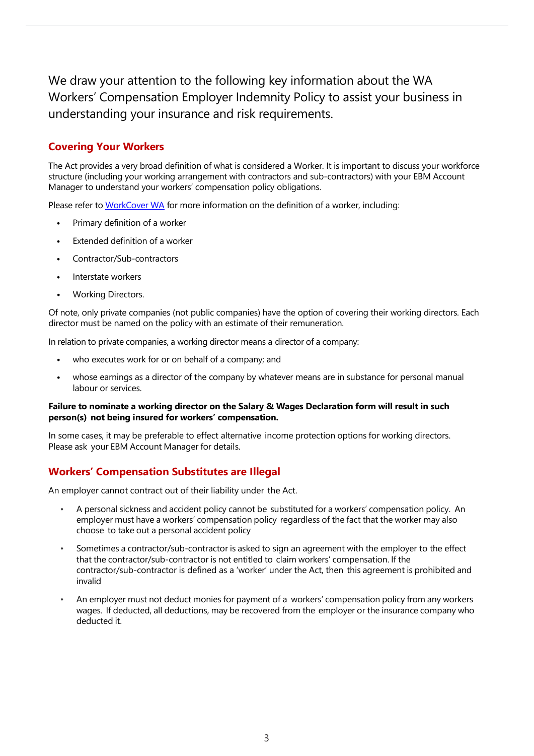We draw your attention to the following key information about the WA Workers' Compensation Employer Indemnity Policy to assist your business in understanding your insurance and risk requirements.

## Covering Your Workers

The Act provides a very broad definition of what is considered a Worker. It is important to discuss your workforce structure (including your working arrangement with contractors and sub-contractors) with your EBM Account Manager to understand your workers' compensation policy obligations.

Please refer to [WorkCover WA]() for more information on the definition of a worker, including:

- Primary definition of a worker
- Extended definition of a worker
- Contractor/Sub-contractors
- Interstate workers
- Working Directors.

Of note, only private companies (not public companies) have the option of covering their working directors. Each director must be named on the policy with an estimate of their remuneration.

In relation to private companies, a working director means a director of a company:

- who executes work for or on behalf of a company; and
- whose earnings as a director of the company by whatever means are in substance for personal manual labour or services.

**Failure to nominate a working director on the Salary & Wages Declaration form will result in such person(s) not being insured for workers' compensation.**

In some cases, it may be preferable to effect alternative income protection options for working directors. Please ask your EBM Account Manager for details.

## Workers' Compensation Substitutes are Illegal

An employer cannot contract out of their liability under the Act.

- A personal sickness and accident policy cannot be substituted for a workers' compensation policy. An employer must have a workers' compensation policy regardless of the fact that the worker may also choose to take out a personal accident policy
- Sometimes a contractor/sub-contractor is asked to sign an agreement with the employer to the effect that the contractor/sub-contractor is not entitled to claim workers' compensation. If the contractor/sub-contractor is defined as a 'worker' under the Act, then this agreement is prohibited and invalid
- An employer must not deduct monies for payment of a workers' compensation policy from any workers wages. If deducted, all deductions, may be recovered from the employer or the insurance company who deducted it.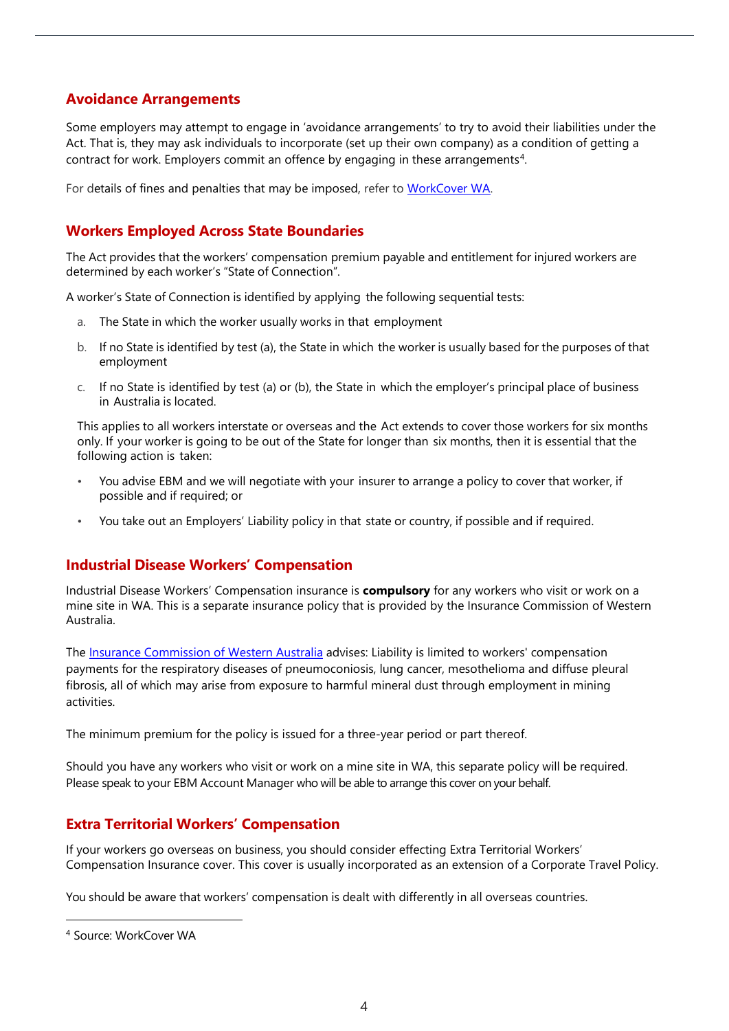## Avoidance Arrangements

Some employers may attempt to engage in 'avoidance arrangements' to try to avoid their liabilities under the Act. That is, they may ask individuals to incorporate (set up their own company) as a condition of getting a contract for work. Employers commit an offence by engaging in these arrangements[4].

For details of fines and penalties that may be imposed, refer to WorkCover WA.

## Workers Employed Across State Boundaries

The Act provides that the workers' compensation premium payable and entitlement for injured workers are determined by each worker's "State of Connection".

A worker's State of Connection is identified by applying the following sequential tests:

a. The State in which the worker usually works in that employment

b. If no State is identified by test (a), the State in which the worker is usually based for the purposes of that employment

c. If no State is identified by test (a) or (b), the State in which the employer's principal place of business in Australia is located.

This applies to all workers interstate or overseas and the Act extends to cover those workers for six months only. If your worker is going to be out of the State for longer than six months, then it is essential that the following action is taken:

- You advise EBM and we will negotiate with your insurer to arrange a policy to cover that worker, if possible and if required; or
- You take out an Employers' Liability policy in that state or country, if possible and if required.

## Industrial Disease Workers' Compensation

Industrial Disease Workers' Compensation insurance is **compulsory** for any workers who visit or work on a mine site in WA. This is a separate insurance policy that is provided by the Insurance Commission of Western Australia.

The Insurance Commission of Western Australia advises: Liability is limited to workers' compensation payments for the respiratory diseases of pneumoconiosis, lung cancer, mesothelioma and diffuse pleural fibrosis, all of which may arise from exposure to harmful mineral dust through employment in mining activities.

The minimum premium for the policy is issued for a three-year period or part thereof.

Should you have any workers who visit or work on a mine site in WA, this separate policy will be required. Please speak to your EBM Account Manager who will be able to arrange this cover on your behalf.

## Extra Territorial Workers' Compensation

If your workers go overseas on business, you should consider effecting Extra Territorial Workers' Compensation Insurance cover. This cover is usually incorporated as an extension of a Corporate Travel Policy.

You should be aware that workers' compensation is dealt with differently in all overseas countries.

[4] Source: WorkCover WA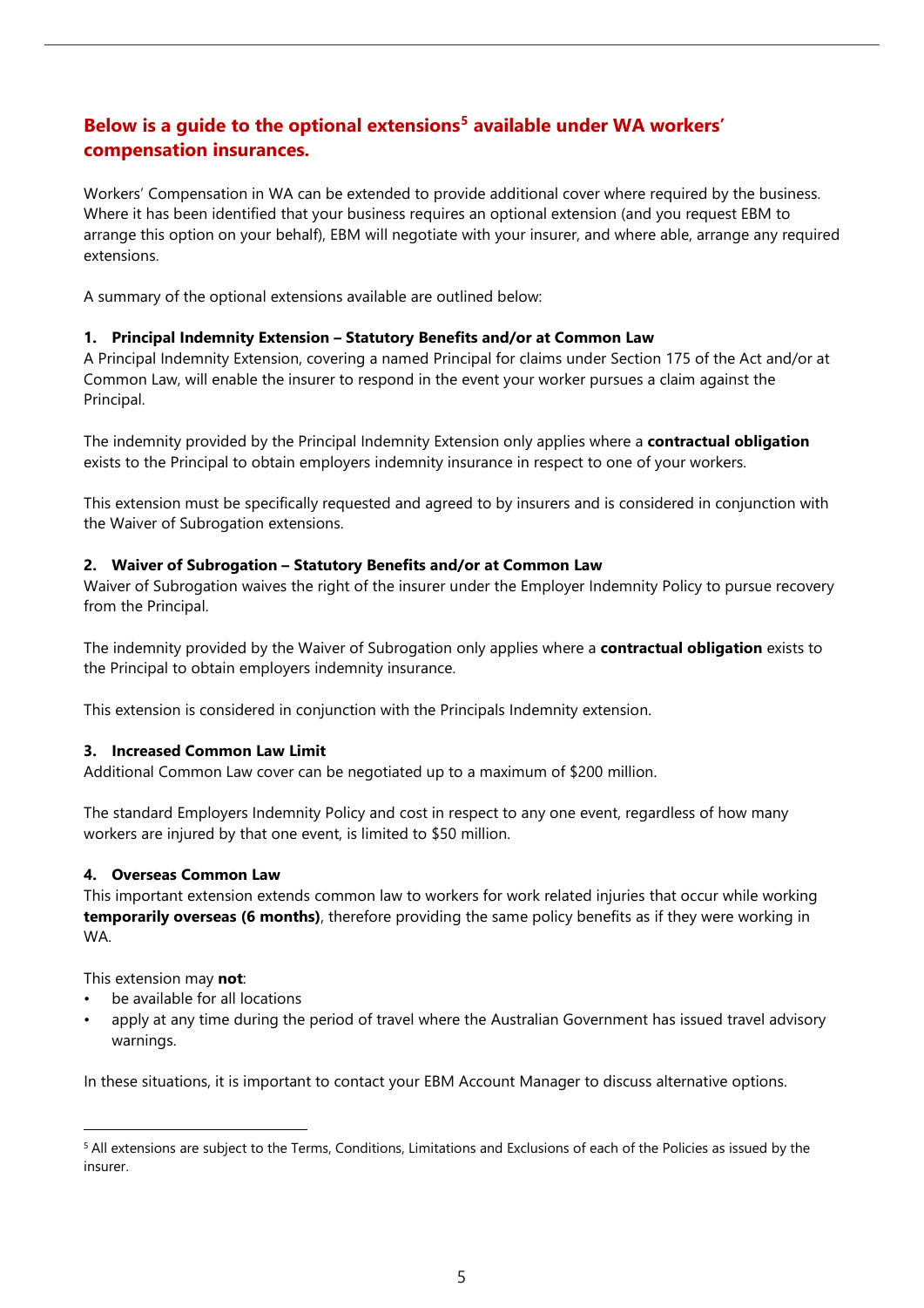## Below is a guide to the optional extensions[5] available under WA workers' compensation insurances.

Workers' Compensation in WA can be extended to provide additional cover where required by the business. Where it has been identified that your business requires an optional extension (and you request EBM to arrange this option on your behalf), EBM will negotiate with your insurer, and where able, arrange any required extensions.

A summary of the optional extensions available are outlined below:

**1. Principal Indemnity Extension – Statutory Benefits and/or at Common Law**

A Principal Indemnity Extension, covering a named Principal for claims under Section 175 of the Act and/or at Common Law, will enable the insurer to respond in the event your worker pursues a claim against the Principal.

The indemnity provided by the Principal Indemnity Extension only applies where a **contractual obligation** exists to the Principal to obtain employers indemnity insurance in respect to one of your workers.

This extension must be specifically requested and agreed to by insurers and is considered in conjunction with the Waiver of Subrogation extensions.

**2. Waiver of Subrogation – Statutory Benefits and/or at Common Law**

Waiver of Subrogation waives the right of the insurer under the Employer Indemnity Policy to pursue recovery from the Principal.

The indemnity provided by the Waiver of Subrogation only applies where a **contractual obligation** exists to the Principal to obtain employers indemnity insurance.

This extension is considered in conjunction with the Principals Indemnity extension.

**3. Increased Common Law Limit**

Additional Common Law cover can be negotiated up to a maximum of $200 million.

The standard Employers Indemnity Policy and cost in respect to any one event, regardless of how many workers are injured by that one event, is limited to $50 million.

**4. Overseas Common Law**

This important extension extends common law to workers for work related injuries that occur while working **temporarily overseas (6 months)**, therefore providing the same policy benefits as if they were working in WA.

This extension may **not**:

- be available for all locations
- apply at any time during the period of travel where the Australian Government has issued travel advisory warnings.

In these situations, it is important to contact your EBM Account Manager to discuss alternative options.

[5] All extensions are subject to the Terms, Conditions, Limitations and Exclusions of each of the Policies as issued by the insurer.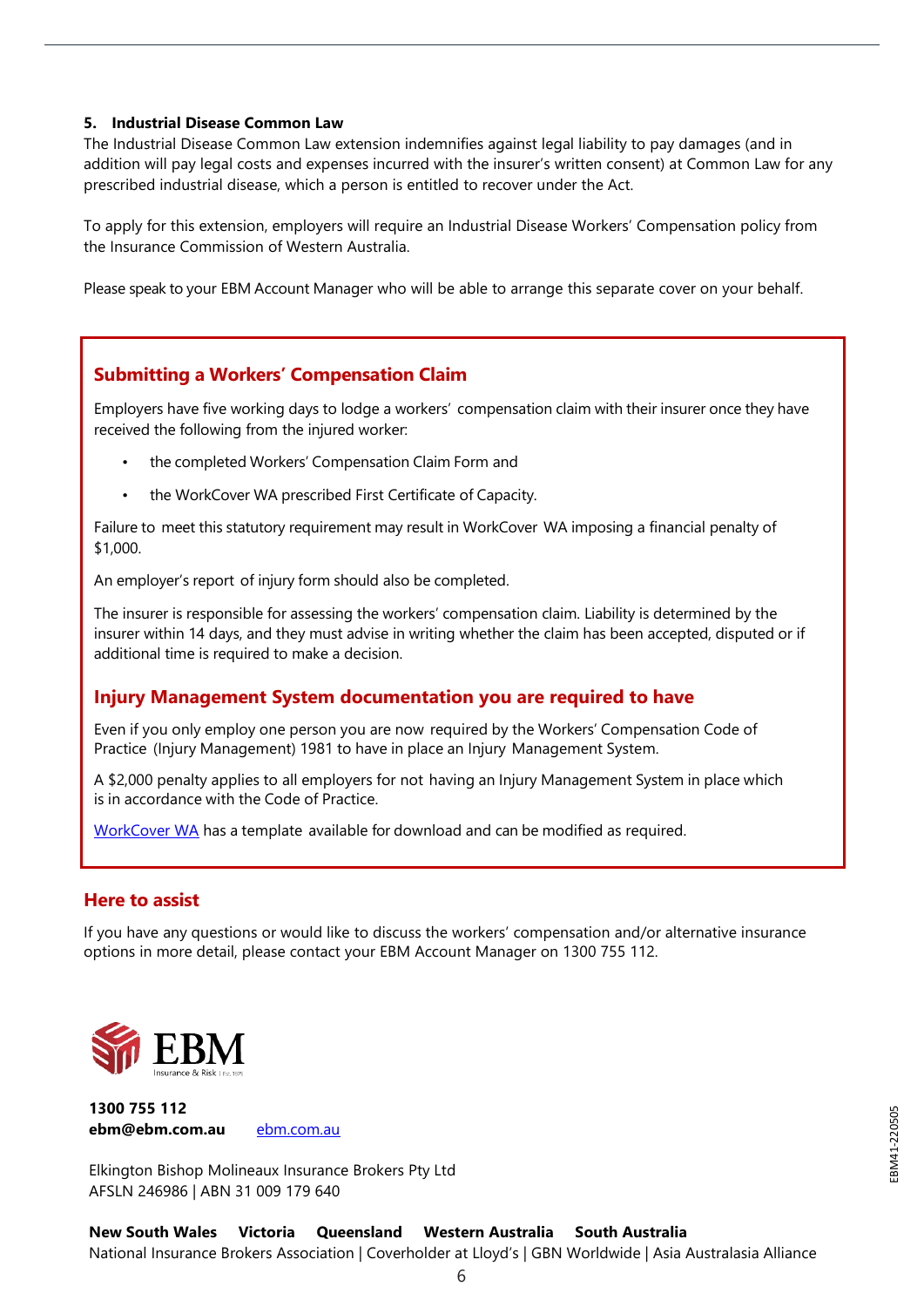**5. Industrial Disease Common Law**

The Industrial Disease Common Law extension indemnifies against legal liability to pay damages (and in addition will pay legal costs and expenses incurred with the insurer's written consent) at Common Law for any prescribed industrial disease, which a person is entitled to recover under the Act.

To apply for this extension, employers will require an Industrial Disease Workers' Compensation policy from the Insurance Commission of Western Australia.

Please speak to your EBM Account Manager who will be able to arrange this separate cover on your behalf.

## Submitting a Workers' Compensation Claim

Employers have five working days to lodge a workers' compensation claim with their insurer once they have received the following from the injured worker:

- the completed Workers' Compensation Claim Form and
- the WorkCover WA prescribed First Certificate of Capacity.

Failure to meet this statutory requirement may result in WorkCover WA imposing a financial penalty of $1,000.

An employer's report of injury form should also be completed.

The insurer is responsible for assessing the workers' compensation claim. Liability is determined by the insurer within 14 days, and they must advise in writing whether the claim has been accepted, disputed or if additional time is required to make a decision.

## Injury Management System documentation you are required to have

Even if you only employ one person you are now required by the Workers' Compensation Code of Practice (Injury Management) 1981 to have in place an Injury Management System.

A $2,000 penalty applies to all employers for not having an Injury Management System in place which is in accordance with the Code of Practice.

WorkCover WA has a template available for download and can be modified as required.

## Here to assist

If you have any questions or would like to discuss the workers' compensation and/or alternative insurance options in more detail, please contact your EBM Account Manager on 1300 755 112.

EBM Insurance & Risk | Est. 1975

**1300 755 112**
**ebm@ebm.com.au** ebm.com.au

Elkington Bishop Molineaux Insurance Brokers Pty Ltd
AFSLN 246986 | ABN 31 009 179 640

**New South Wales Victoria Queensland Western Australia South Australia**
National Insurance Brokers Association | Coverholder at Lloyd's | GBN Worldwide | Asia Australasia Alliance

EBM41-220505